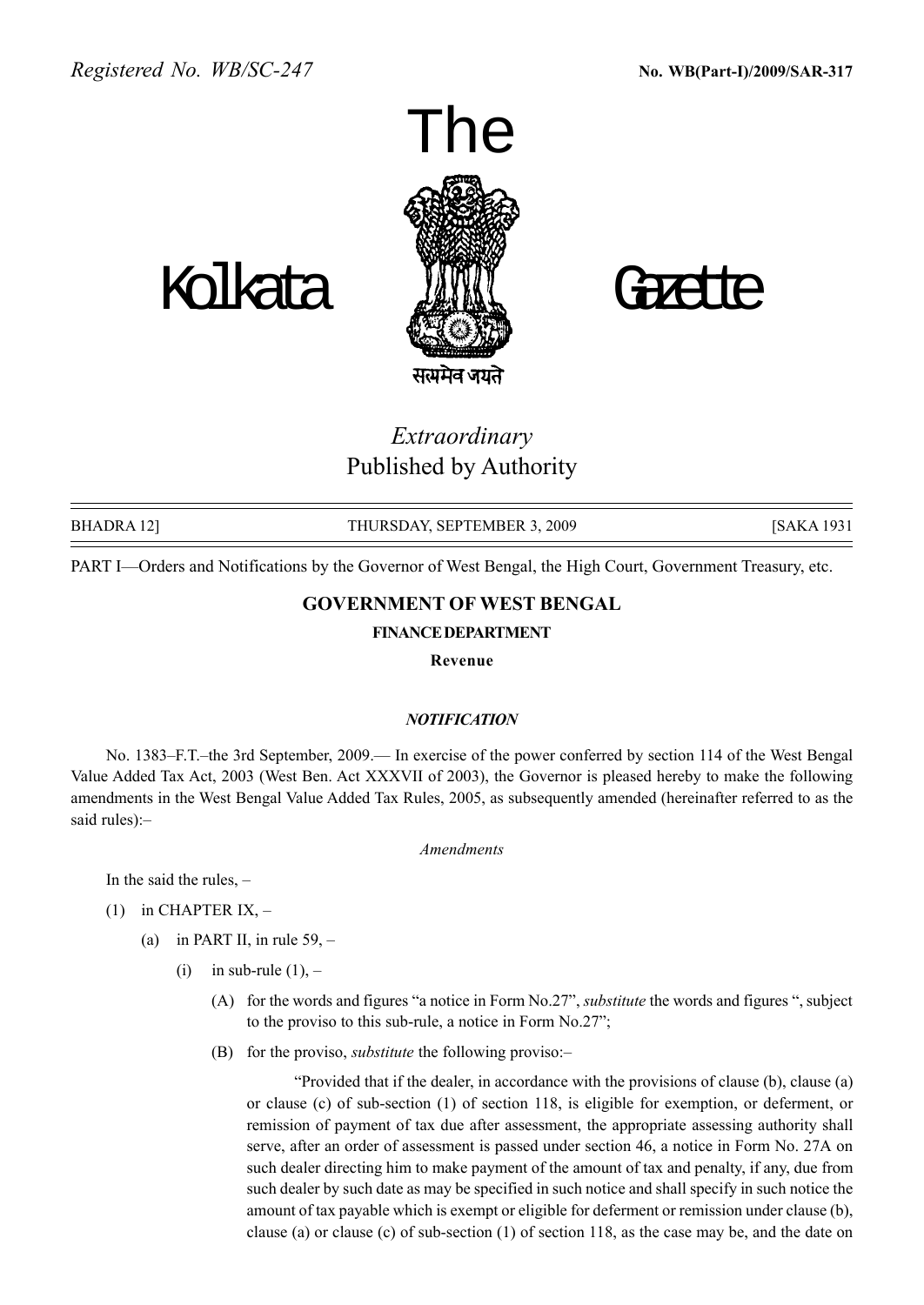*Registered No. WB/SC-247* **No. WB(Part-I)/2009/SAR-317**

# The Kolkata Gazette

*Extraordinary*
Published by Authority

BHADRA 12] THURSDAY, SEPTEMBER 3, 2009 [SAKA 1931

PART I—Orders and Notifications by the Governor of West Bengal, the High Court, Government Treasury, etc.

## GOVERNMENT OF WEST BENGAL

### FINANCE DEPARTMENT

**Revenue**

***NOTIFICATION***

No. 1383–F.T.–the 3rd September, 2009.— In exercise of the power conferred by section 114 of the West Bengal Value Added Tax Act, 2003 (West Ben. Act XXXVII of 2003), the Governor is pleased hereby to make the following amendments in the West Bengal Value Added Tax Rules, 2005, as subsequently amended (hereinafter referred to as the said rules):–

*Amendments*

In the said the rules, –

(1) in CHAPTER IX, –

(a) in PART II, in rule 59, –

(i) in sub-rule (1), –

(A) for the words and figures "a notice in Form No.27", *substitute* the words and figures ", subject to the proviso to this sub-rule, a notice in Form No.27";

(B) for the proviso, *substitute* the following proviso:–

"Provided that if the dealer, in accordance with the provisions of clause (b), clause (a) or clause (c) of sub-section (1) of section 118, is eligible for exemption, or deferment, or remission of payment of tax due after assessment, the appropriate assessing authority shall serve, after an order of assessment is passed under section 46, a notice in Form No. 27A on such dealer directing him to make payment of the amount of tax and penalty, if any, due from such dealer by such date as may be specified in such notice and shall specify in such notice the amount of tax payable which is exempt or eligible for deferment or remission under clause (b), clause (a) or clause (c) of sub-section (1) of section 118, as the case may be, and the date on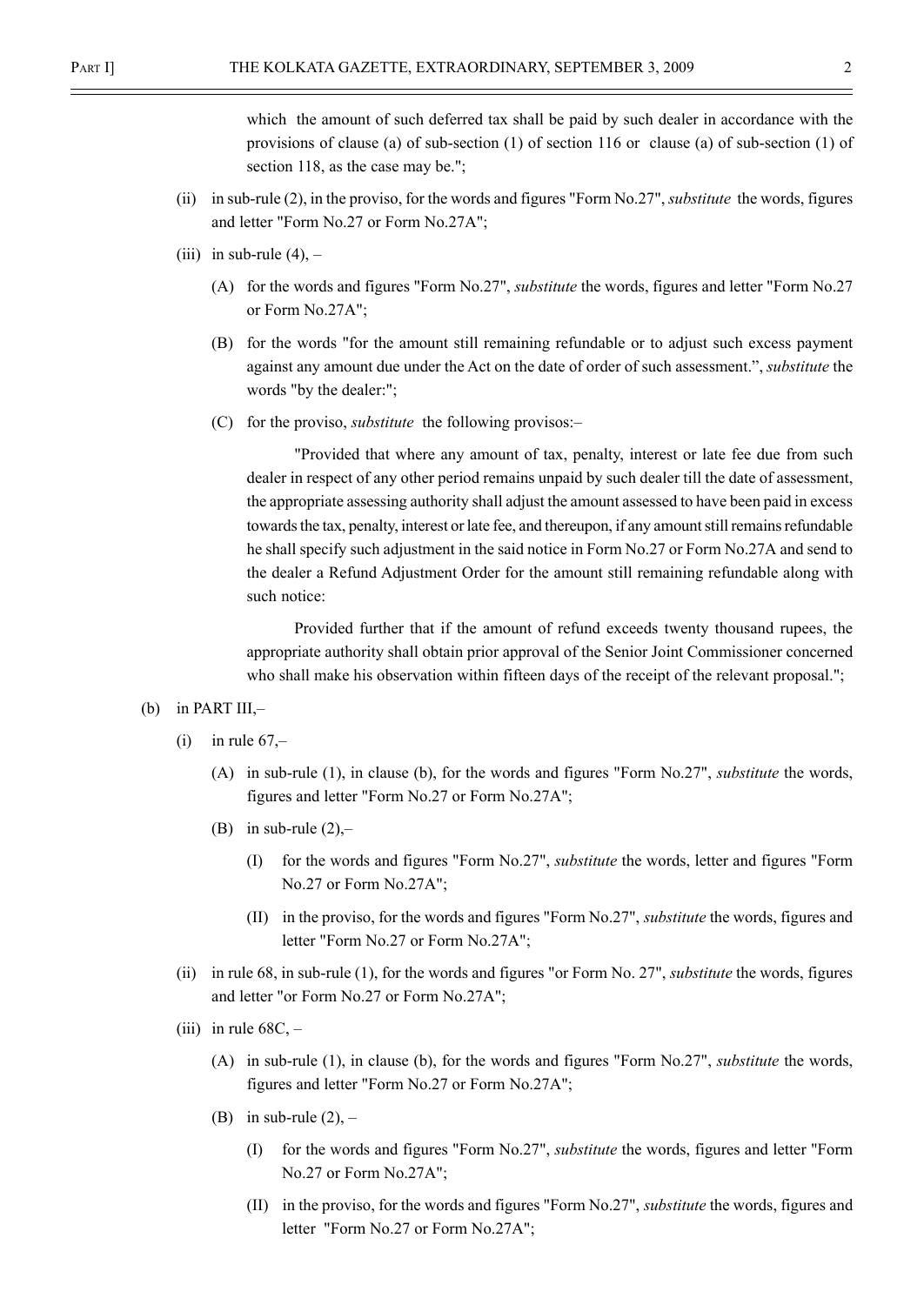which the amount of such deferred tax shall be paid by such dealer in accordance with the provisions of clause (a) of sub-section (1) of section 116 or clause (a) of sub-section (1) of section 118, as the case may be.";

(ii) in sub-rule (2), in the proviso, for the words and figures "Form No.27", *substitute* the words, figures and letter "Form No.27 or Form No.27A";

(iii) in sub-rule (4), –

(A) for the words and figures "Form No.27", *substitute* the words, figures and letter "Form No.27 or Form No.27A";

(B) for the words "for the amount still remaining refundable or to adjust such excess payment against any amount due under the Act on the date of order of such assessment.", *substitute* the words "by the dealer:";

(C) for the proviso, *substitute* the following provisos:–

"Provided that where any amount of tax, penalty, interest or late fee due from such dealer in respect of any other period remains unpaid by such dealer till the date of assessment, the appropriate assessing authority shall adjust the amount assessed to have been paid in excess towards the tax, penalty, interest or late fee, and thereupon, if any amount still remains refundable he shall specify such adjustment in the said notice in Form No.27 or Form No.27A and send to the dealer a Refund Adjustment Order for the amount still remaining refundable along with such notice:

Provided further that if the amount of refund exceeds twenty thousand rupees, the appropriate authority shall obtain prior approval of the Senior Joint Commissioner concerned who shall make his observation within fifteen days of the receipt of the relevant proposal.";

(b) in PART III,–

(i) in rule 67,–

(A) in sub-rule (1), in clause (b), for the words and figures "Form No.27", *substitute* the words, figures and letter "Form No.27 or Form No.27A";

(B) in sub-rule (2),–

(I) for the words and figures "Form No.27", *substitute* the words, letter and figures "Form No.27 or Form No.27A";

(II) in the proviso, for the words and figures "Form No.27", *substitute* the words, figures and letter "Form No.27 or Form No.27A";

(ii) in rule 68, in sub-rule (1), for the words and figures "or Form No. 27", *substitute* the words, figures and letter "or Form No.27 or Form No.27A";

(iii) in rule 68C, –

(A) in sub-rule (1), in clause (b), for the words and figures "Form No.27", *substitute* the words, figures and letter "Form No.27 or Form No.27A";

(B) in sub-rule (2), –

(I) for the words and figures "Form No.27", *substitute* the words, figures and letter "Form No.27 or Form No.27A";

(II) in the proviso, for the words and figures "Form No.27", *substitute* the words, figures and letter "Form No.27 or Form No.27A";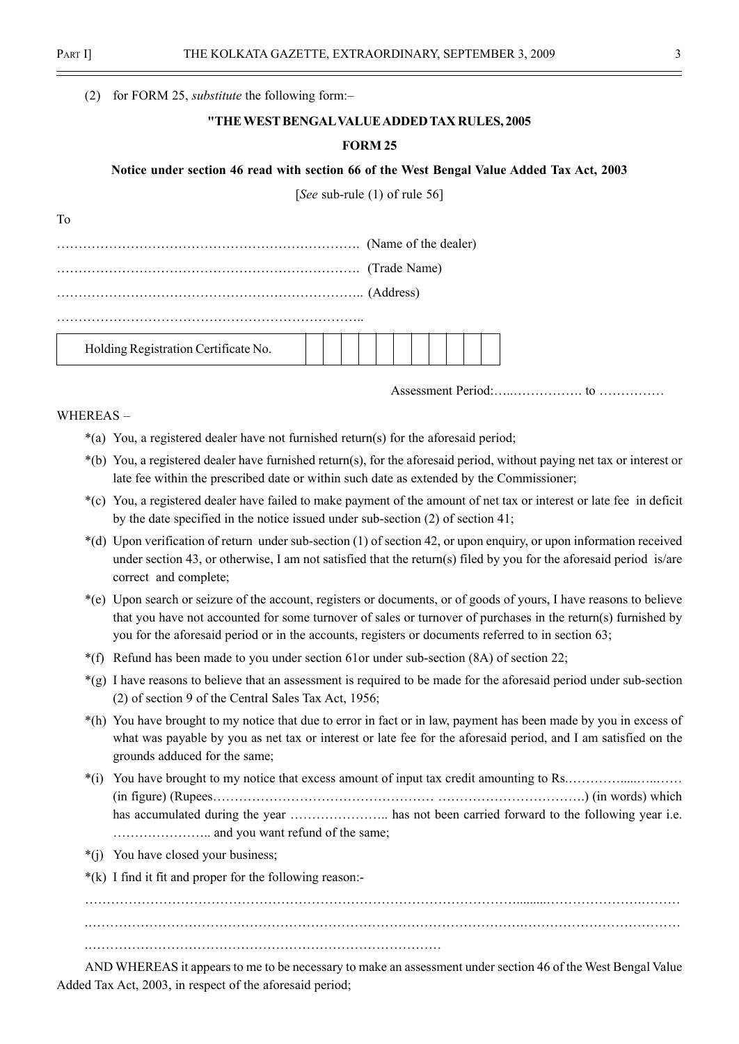(2) for FORM 25, *substitute* the following form:–

**"THE WEST BENGAL VALUE ADDED TAX RULES, 2005**

**FORM 25**

**Notice under section 46 read with section 66 of the West Bengal Value Added Tax Act, 2003**

[*See* sub-rule (1) of rule 56]

To

……………………………………………………………. (Name of the dealer)

……………………………………………………………. (Trade Name)

…………………………………………………………….. (Address)

……………………………………………………………..

| Holding Registration Certificate No. | | | | | | | | | | | | |
|---|---|---|---|---|---|---|---|---|---|---|---|---|

Assessment Period:…..……………. to ……………

WHEREAS –

*(a) You, a registered dealer have not furnished return(s) for the aforesaid period;

*(b) You, a registered dealer have furnished return(s), for the aforesaid period, without paying net tax or interest or late fee within the prescribed date or within such date as extended by the Commissioner;

*(c) You, a registered dealer have failed to make payment of the amount of net tax or interest or late fee in deficit by the date specified in the notice issued under sub-section (2) of section 41;

*(d) Upon verification of return under sub-section (1) of section 42, or upon enquiry, or upon information received under section 43, or otherwise, I am not satisfied that the return(s) filed by you for the aforesaid period is/are correct and complete;

*(e) Upon search or seizure of the account, registers or documents, or of goods of yours, I have reasons to believe that you have not accounted for some turnover of sales or turnover of purchases in the return(s) furnished by you for the aforesaid period or in the accounts, registers or documents referred to in section 63;

*(f) Refund has been made to you under section 61or under sub-section (8A) of section 22;

*(g) I have reasons to believe that an assessment is required to be made for the aforesaid period under sub-section (2) of section 9 of the Central Sales Tax Act, 1956;

*(h) You have brought to my notice that due to error in fact or in law, payment has been made by you in excess of what was payable by you as net tax or interest or late fee for the aforesaid period, and I am satisfied on the grounds adduced for the same;

*(i) You have brought to my notice that excess amount of input tax credit amounting to Rs.…………....…..…… (in figure) (Rupees…………………………………………… …………………………….) (in words) which has accumulated during the year ………………….. has not been carried forward to the following year i.e. ………………….. and you want refund of the same;

*(j) You have closed your business;

*(k) I find it fit and proper for the following reason:-

……………………………………………………………………………………….......…………………….………

.……………………………………………………………………………………….……………………………………

.…………………………………………………………………………

AND WHEREAS it appears to me to be necessary to make an assessment under section 46 of the West Bengal Value Added Tax Act, 2003, in respect of the aforesaid period;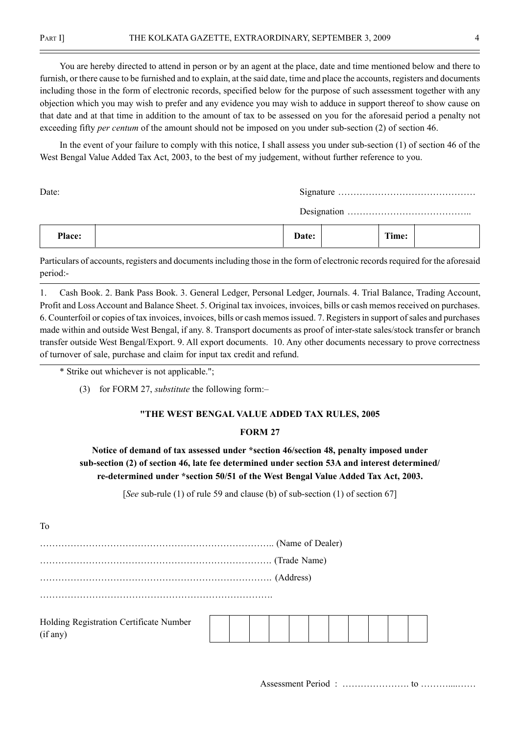You are hereby directed to attend in person or by an agent at the place, date and time mentioned below and there to furnish, or there cause to be furnished and to explain, at the said date, time and place the accounts, registers and documents including those in the form of electronic records, specified below for the purpose of such assessment together with any objection which you may wish to prefer and any evidence you may wish to adduce in support thereof to show cause on that date and at that time in addition to the amount of tax to be assessed on you for the aforesaid period a penalty not exceeding fifty *per centum* of the amount should not be imposed on you under sub-section (2) of section 46.

In the event of your failure to comply with this notice, I shall assess you under sub-section (1) of section 46 of the West Bengal Value Added Tax Act, 2003, to the best of my judgement, without further reference to you.

Date: Signature ………………………………………

Designation …………………………………..

| **Place:** | | **Date:** | | **Time:** | |
|---|---|---|---|---|---|

Particulars of accounts, registers and documents including those in the form of electronic records required for the aforesaid period:-

1. Cash Book. 2. Bank Pass Book. 3. General Ledger, Personal Ledger, Journals. 4. Trial Balance, Trading Account, Profit and Loss Account and Balance Sheet. 5. Original tax invoices, invoices, bills or cash memos received on purchases. 6. Counterfoil or copies of tax invoices, invoices, bills or cash memos issued. 7. Registers in support of sales and purchases made within and outside West Bengal, if any. 8. Transport documents as proof of inter-state sales/stock transfer or branch transfer outside West Bengal/Export. 9. All export documents. 10. Any other documents necessary to prove correctness of turnover of sale, purchase and claim for input tax credit and refund.

\* Strike out whichever is not applicable.";

(3) for FORM 27, *substitute* the following form:–

**"THE WEST BENGAL VALUE ADDED TAX RULES, 2005**

**FORM 27**

**Notice of demand of tax assessed under \*section 46/section 48, penalty imposed under sub-section (2) of section 46, late fee determined under section 53A and interest determined/ re-determined under \*section 50/51 of the West Bengal Value Added Tax Act, 2003.**

[*See* sub-rule (1) of rule 59 and clause (b) of sub-section (1) of section 67]

To

………………………………………………………………….. (Name of Dealer)

…………………………………………………………………. (Trade Name)

…………………………………………………………………. (Address)

………………………………………………………………….

| Holding Registration Certificate Number (if any) | | | | | | | | | | | |
|---|---|---|---|---|---|---|---|---|---|---|---|

Assessment Period : …………………. to ………...……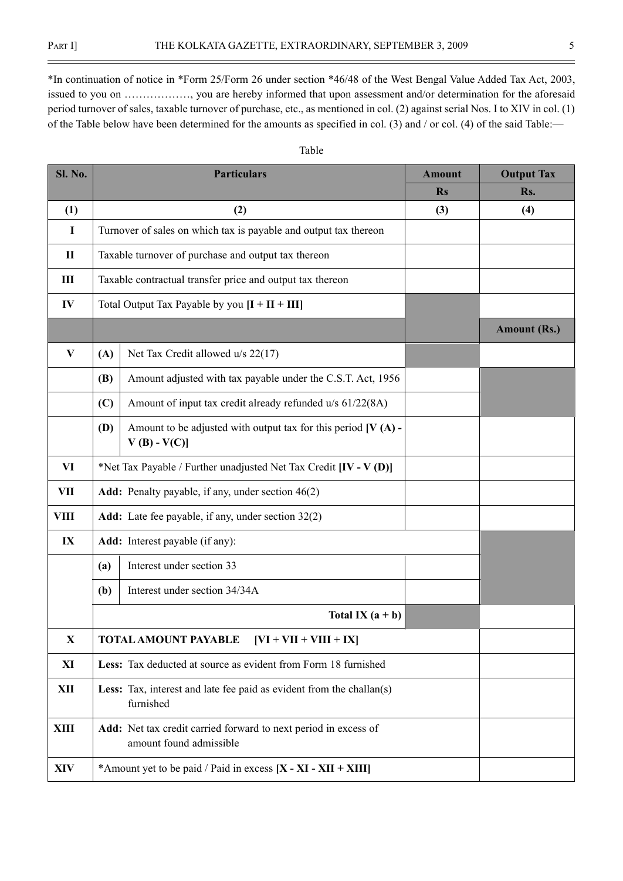*In continuation of notice in *Form 25/Form 26 under section *46/48 of the West Bengal Value Added Tax Act, 2003, issued to you on ………………, you are hereby informed that upon assessment and/or determination for the aforesaid period turnover of sales, taxable turnover of purchase, etc., as mentioned in col. (2) against serial Nos. I to XIV in col. (1) of the Table below have been determined for the amounts as specified in col. (3) and / or col. (4) of the said Table:—

Table

| Sl. No. | Particulars | | Amount | Output Tax |
|---|---|---|---|---|
| | | | Rs | Rs. |
| (1) | (2) | | (3) | (4) |
| I | Turnover of sales on which tax is payable and output tax thereon | | | |
| II | Taxable turnover of purchase and output tax thereon | | | |
| III | Taxable contractual transfer price and output tax thereon | | | |
| IV | Total Output Tax Payable by you **[I + II + III]** | | | |
| | | | | **Amount (Rs.)** |
| V | **(A)** | Net Tax Credit allowed u/s 22(17) | | |
| | **(B)** | Amount adjusted with tax payable under the C.S.T. Act, 1956 | | |
| | **(C)** | Amount of input tax credit already refunded u/s 61/22(8A) | | |
| | **(D)** | Amount to be adjusted with output tax for this period **[V (A) - V (B) - V(C)]** | | |
| VI | *Net Tax Payable / Further unadjusted Net Tax Credit **[IV - V (D)]** | | | |
| VII | **Add:** Penalty payable, if any, under section 46(2) | | | |
| VIII | **Add:** Late fee payable, if any, under section 32(2) | | | |
| IX | **Add:** Interest payable (if any): | | | |
| | **(a)** | Interest under section 33 | | |
| | **(b)** | Interest under section 34/34A | | |
| | | **Total IX (a + b)** | | |
| X | **TOTAL AMOUNT PAYABLE [VI + VII + VIII + IX]** | | | |
| XI | **Less:** Tax deducted at source as evident from Form 18 furnished | | | |
| XII | **Less:** Tax, interest and late fee paid as evident from the challan(s) furnished | | | |
| XIII | **Add:** Net tax credit carried forward to next period in excess of amount found admissible | | | |
| XIV | *Amount yet to be paid / Paid in excess **[X - XI - XII + XIII]** | | | |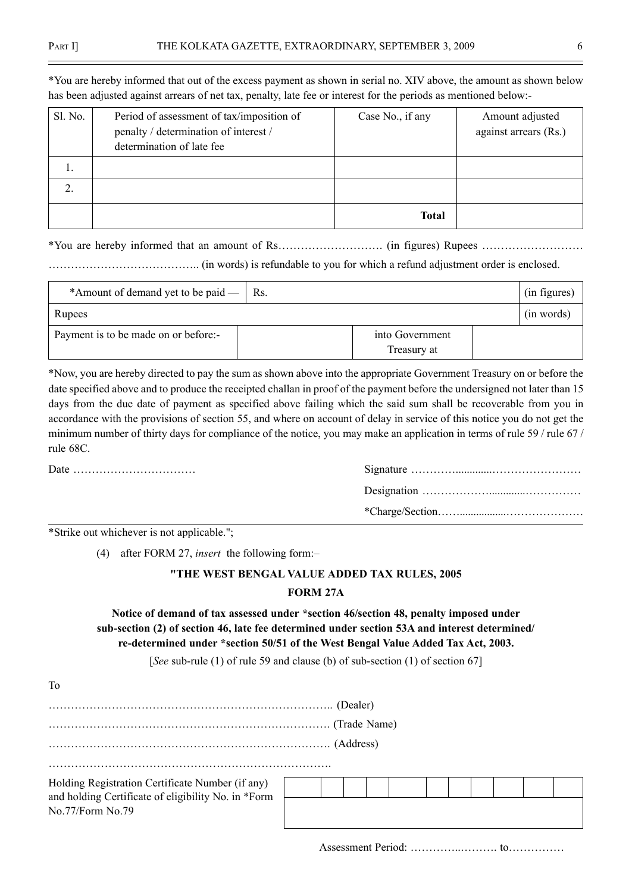*You are hereby informed that out of the excess payment as shown in serial no. XIV above, the amount as shown below has been adjusted against arrears of net tax, penalty, late fee or interest for the periods as mentioned below:-

| Sl. No. | Period of assessment of tax/imposition of penalty / determination of interest / determination of late fee | Case No., if any | Amount adjusted against arrears (Rs.) |
|---|---|---|---|
| 1. | | | |
| 2. | | | |
| | | **Total** | |

*You are hereby informed that an amount of Rs………………………. (in figures) Rupees ……………………… ………………………………….. (in words) is refundable to you for which a refund adjustment order is enclosed.

| *Amount of demand yet to be paid — | Rs. | | | (in figures) |
|---|---|---|---|---|
| Rupees | | | | (in words) |
| Payment is to be made on or before:- | | into Government Treasury at | | |

*Now, you are hereby directed to pay the sum as shown above into the appropriate Government Treasury on or before the date specified above and to produce the receipted challan in proof of the payment before the undersigned not later than 15 days from the due date of payment as specified above failing which the said sum shall be recoverable from you in accordance with the provisions of section 55, and where on account of delay in service of this notice you do not get the minimum number of thirty days for compliance of the notice, you may make an application in terms of rule 59 / rule 67 / rule 68C.

Date ……………………………

Signature ………..............……………………

Designation ………………............……………

*Charge/Section……................…………………

*Strike out whichever is not applicable.";

(4) after FORM 27, *insert* the following form:–

**"THE WEST BENGAL VALUE ADDED TAX RULES, 2005**

**FORM 27A**

**Notice of demand of tax assessed under *section 46/section 48, penalty imposed under sub-section (2) of section 46, late fee determined under section 53A and interest determined/ re-determined under *section 50/51 of the West Bengal Value Added Tax Act, 2003.**

[*See* sub-rule (1) of rule 59 and clause (b) of sub-section (1) of section 67]

To

………………………………………………………………….. (Dealer)

…………………………………………………………………. (Trade Name)

…………………………………………………………………. (Address)

………………………………………………………………….

| Holding Registration Certificate Number (if any) and holding Certificate of eligibility No. in *Form No.77/Form No.79 | | | | | | | | | | | | |
|---|---|---|---|---|---|---|---|---|---|---|---|---|
| | | | | | | | | | | | | |

Assessment Period: …………..………. to……………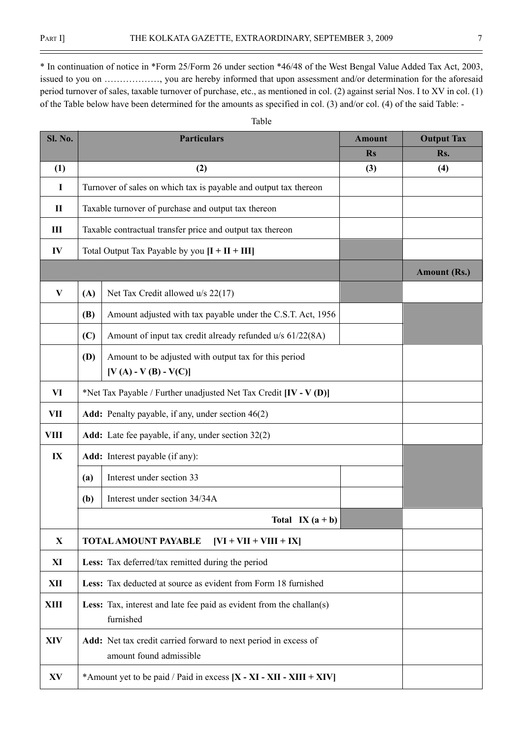* In continuation of notice in *Form 25/Form 26 under section *46/48 of the West Bengal Value Added Tax Act, 2003, issued to you on ………………, you are hereby informed that upon assessment and/or determination for the aforesaid period turnover of sales, taxable turnover of purchase, etc., as mentioned in col. (2) against serial Nos. I to XV in col. (1) of the Table below have been determined for the amounts as specified in col. (3) and/or col. (4) of the said Table: -

Table

| Sl. No. | Particulars | | Amount Rs | Output Tax Rs. |
|---|---|---|---|---|
| (1) | (2) | | (3) | (4) |
| I | Turnover of sales on which tax is payable and output tax thereon | | | |
| II | Taxable turnover of purchase and output tax thereon | | | |
| III | Taxable contractual transfer price and output tax thereon | | | |
| IV | Total Output Tax Payable by you **[I + II + III]** | | | |
| | | | | **Amount (Rs.)** |
| V | **(A)** | Net Tax Credit allowed u/s 22(17) | | |
| | **(B)** | Amount adjusted with tax payable under the C.S.T. Act, 1956 | | |
| | **(C)** | Amount of input tax credit already refunded u/s 61/22(8A) | | |
| | **(D)** | Amount to be adjusted with output tax for this period **[V (A) - V (B) - V(C)]** | | |
| VI | *Net Tax Payable / Further unadjusted Net Tax Credit **[IV - V (D)]** | | | |
| VII | **Add:** Penalty payable, if any, under section 46(2) | | | |
| VIII | **Add:** Late fee payable, if any, under section 32(2) | | | |
| IX | **Add:** Interest payable (if any): | | | |
| | **(a)** | Interest under section 33 | | |
| | **(b)** | Interest under section 34/34A | | |
| | **Total IX (a + b)** | | | |
| X | **TOTAL AMOUNT PAYABLE [VI + VII + VIII + IX]** | | | |
| XI | **Less:** Tax deferred/tax remitted during the period | | | |
| XII | **Less:** Tax deducted at source as evident from Form 18 furnished | | | |
| XIII | **Less:** Tax, interest and late fee paid as evident from the challan(s) furnished | | | |
| XIV | **Add:** Net tax credit carried forward to next period in excess of amount found admissible | | | |
| XV | *Amount yet to be paid / Paid in excess **[X - XI - XII - XIII + XIV]** | | | |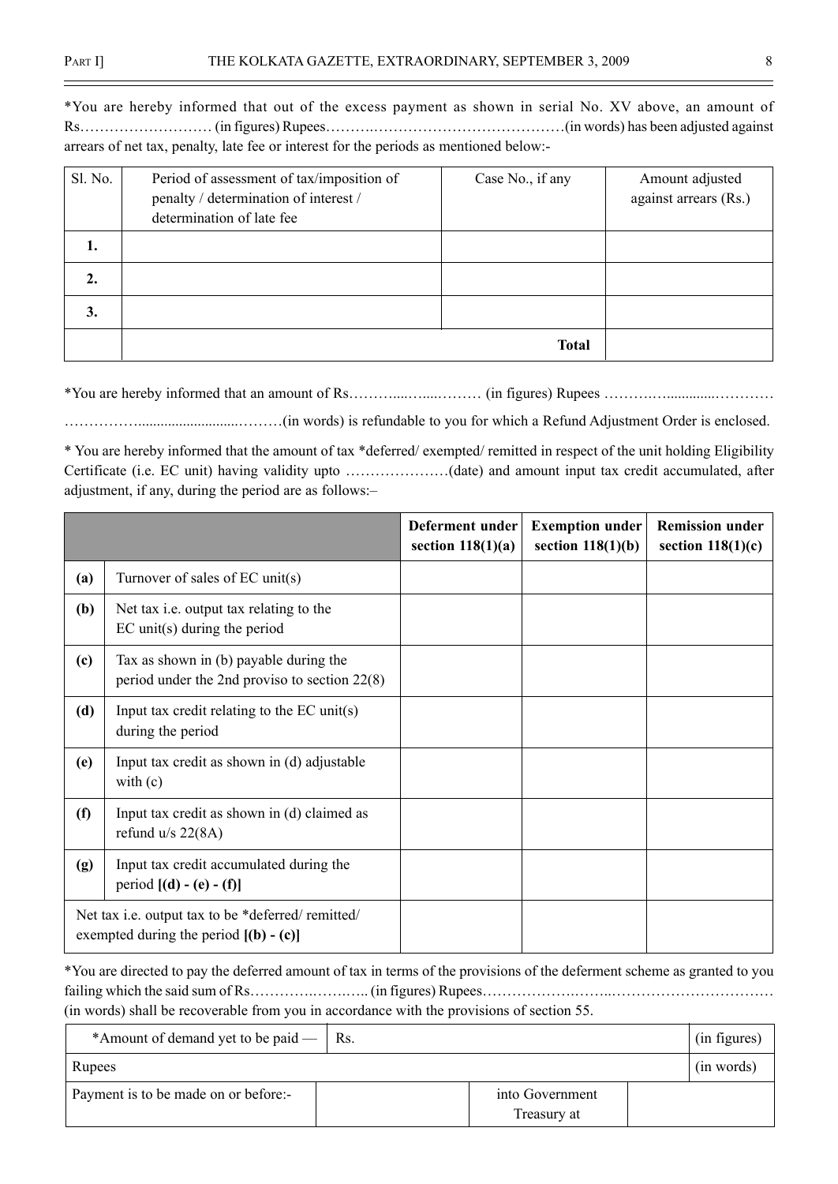*You are hereby informed that out of the excess payment as shown in serial No. XV above, an amount of Rs……………………… (in figures) Rupees……….…………………………………(in words) has been adjusted against arrears of net tax, penalty, late fee or interest for the periods as mentioned below:-

| Sl. No. | Period of assessment of tax/imposition of penalty / determination of interest / determination of late fee | Case No., if any | Amount adjusted against arrears (Rs.) |
|---|---|---|---|
| **1.** | | | |
| **2.** | | | |
| **3.** | | | |
| | | **Total** | |

*You are hereby informed that an amount of Rs………...…....……… (in figures) Rupees ……….….............…………

……………..........................………(in words) is refundable to you for which a Refund Adjustment Order is enclosed.

* You are hereby informed that the amount of tax *deferred/ exempted/ remitted in respect of the unit holding Eligibility Certificate (i.e. EC unit) having validity upto …………………(date) and amount input tax credit accumulated, after adjustment, if any, during the period are as follows:–

| | | **Deferment under section 118(1)(a)** | **Exemption under section 118(1)(b)** | **Remission under section 118(1)(c)** |
|---|---|---|---|---|
| **(a)** | Turnover of sales of EC unit(s) | | | |
| **(b)** | Net tax i.e. output tax relating to the EC unit(s) during the period | | | |
| **(c)** | Tax as shown in (b) payable during the period under the 2nd proviso to section 22(8) | | | |
| **(d)** | Input tax credit relating to the EC unit(s) during the period | | | |
| **(e)** | Input tax credit as shown in (d) adjustable with (c) | | | |
| **(f)** | Input tax credit as shown in (d) claimed as refund u/s 22(8A) | | | |
| **(g)** | Input tax credit accumulated during the period **[(d) - (e) - (f)]** | | | |
| Net tax i.e. output tax to be *deferred/ remitted/ exempted during the period **[(b) - (c)]** | | | | |

*You are directed to pay the deferred amount of tax in terms of the provisions of the deferment scheme as granted to you failing which the said sum of Rs……….….…….. (in figures) Rupees……………….……..…………………………… (in words) shall be recoverable from you in accordance with the provisions of section 55.

| *Amount of demand yet to be paid — | Rs. | | | (in figures) |
|---|---|---|---|---|
| Rupees | | | | (in words) |
| Payment is to be made on or before:- | | into Government Treasury at | | |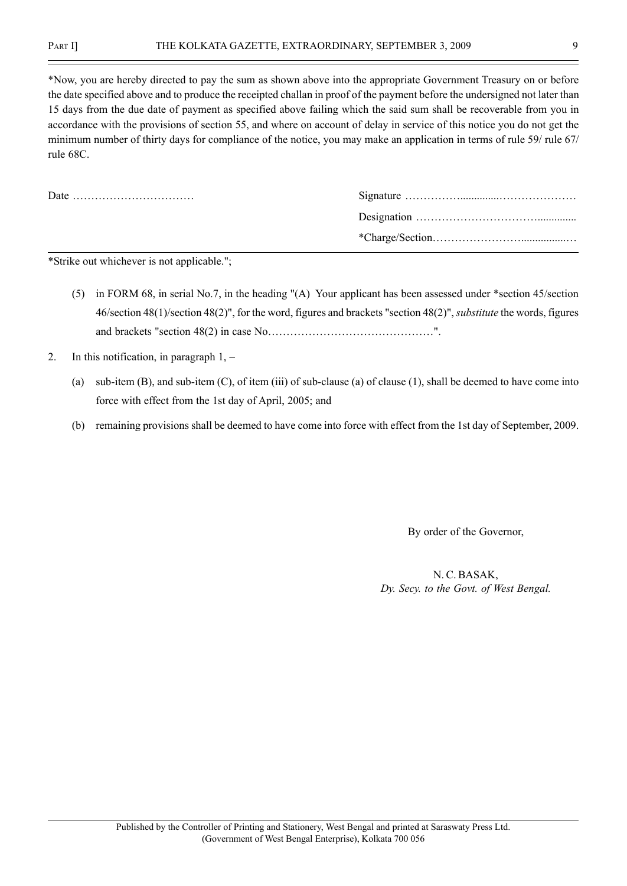*Now, you are hereby directed to pay the sum as shown above into the appropriate Government Treasury on or before the date specified above and to produce the receipted challan in proof of the payment before the undersigned not later than 15 days from the due date of payment as specified above failing which the said sum shall be recoverable from you in accordance with the provisions of section 55, and where on account of delay in service of this notice you do not get the minimum number of thirty days for compliance of the notice, you may make an application in terms of rule 59/ rule 67/ rule 68C.

Date ……………………………

Signature …………….............…………………

Designation ……………………………..............

*Charge/Section……………………................…

*Strike out whichever is not applicable.";

(5) in FORM 68, in serial No.7, in the heading "(A) Your applicant has been assessed under *section 45/section 46/section 48(1)/section 48(2)", for the word, figures and brackets "section 48(2)", *substitute* the words, figures and brackets "section 48(2) in case No……………………………………….".

2. In this notification, in paragraph 1, –

(a) sub-item (B), and sub-item (C), of item (iii) of sub-clause (a) of clause (1), shall be deemed to have come into force with effect from the 1st day of April, 2005; and

(b) remaining provisions shall be deemed to have come into force with effect from the 1st day of September, 2009.

By order of the Governor,

N. C. BASAK,
*Dy. Secy. to the Govt. of West Bengal.*

Published by the Controller of Printing and Stationery, West Bengal and printed at Saraswaty Press Ltd. (Government of West Bengal Enterprise), Kolkata 700 056